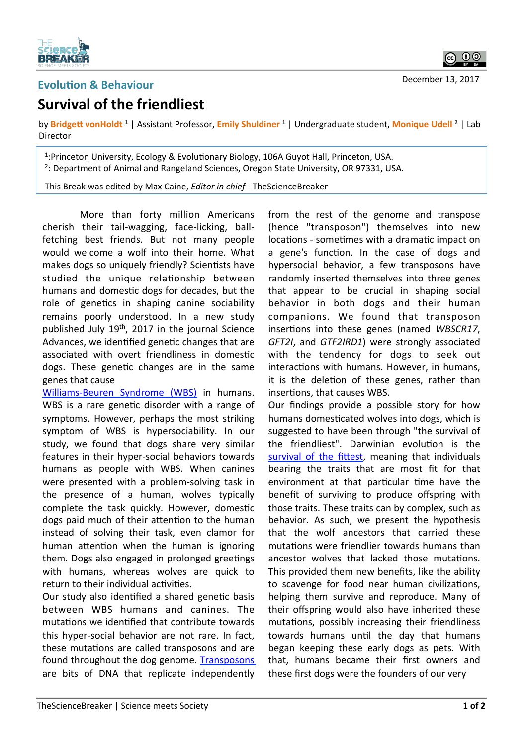Evolution & Behaviour

December 13, 2017

# Survival of the friendliest

by **Bridgett vonHoldt** [1] | Assistant Professor, **Emily Shuldiner** [1] | Undergraduate student, **Monique Udell** [2] | Lab Director

[1]:Princeton University, Ecology & Evolutionary Biology, 106A Guyot Hall, Princeton, USA.
[2]: Department of Animal and Rangeland Sciences, Oregon State University, OR 97331, USA.

This Break was edited by Max Caine, *Editor in chief* - TheScienceBreaker

More than forty million Americans cherish their tail-wagging, face-licking, ball-fetching best friends. But not many people would welcome a wolf into their home. What makes dogs so uniquely friendly? Scientists have studied the unique relationship between humans and domestic dogs for decades, but the role of genetics in shaping canine sociability remains poorly understood. In a new study published July 19th, 2017 in the journal Science Advances, we identified genetic changes that are associated with overt friendliness in domestic dogs. These genetic changes are in the same genes that cause [Williams-Beuren Syndrome (WBS)](Williams-Beuren Syndrome (WBS)) in humans. WBS is a rare genetic disorder with a range of symptoms. However, perhaps the most striking symptom of WBS is hypersociability. In our study, we found that dogs share very similar features in their hyper-social behaviors towards humans as people with WBS. When canines were presented with a problem-solving task in the presence of a human, wolves typically complete the task quickly. However, domestic dogs paid much of their attention to the human instead of solving their task, even clamor for human attention when the human is ignoring them. Dogs also engaged in prolonged greetings with humans, whereas wolves are quick to return to their individual activities.

Our study also identified a shared genetic basis between WBS humans and canines. The mutations we identified that contribute towards this hyper-social behavior are not rare. In fact, these mutations are called transposons and are found throughout the dog genome. [Transposons](Transposons) are bits of DNA that replicate independently from the rest of the genome and transpose (hence "transposon") themselves into new locations - sometimes with a dramatic impact on a gene's function. In the case of dogs and hypersocial behavior, a few transposons have randomly inserted themselves into three genes that appear to be crucial in shaping social behavior in both dogs and their human companions. We found that transposon insertions into these genes (named *WBSCR17*, *GFT2I*, and *GTF2IRD1*) were strongly associated with the tendency for dogs to seek out interactions with humans. However, in humans, it is the deletion of these genes, rather than insertions, that causes WBS.

Our findings provide a possible story for how humans domesticated wolves into dogs, which is suggested to have been through "the survival of the friendliest". Darwinian evolution is the [survival of the fittest](survival of the fittest), meaning that individuals bearing the traits that are most fit for that environment at that particular time have the benefit of surviving to produce offspring with those traits. These traits can by complex, such as behavior. As such, we present the hypothesis that the wolf ancestors that carried these mutations were friendlier towards humans than ancestor wolves that lacked those mutations. This provided them new benefits, like the ability to scavenge for food near human civilizations, helping them survive and reproduce. Many of their offspring would also have inherited these mutations, possibly increasing their friendliness towards humans until the day that humans began keeping these early dogs as pets. With that, humans became their first owners and these first dogs were the founders of our very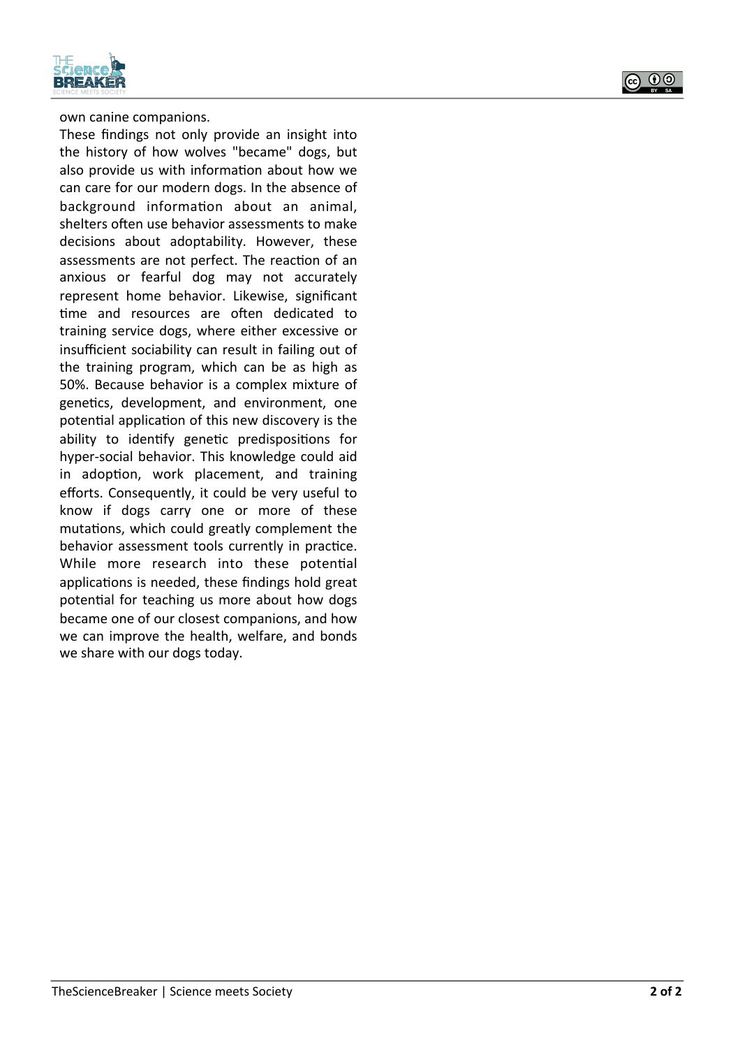own canine companions.

These findings not only provide an insight into the history of how wolves "became" dogs, but also provide us with information about how we can care for our modern dogs. In the absence of background information about an animal, shelters often use behavior assessments to make decisions about adoptability. However, these assessments are not perfect. The reaction of an anxious or fearful dog may not accurately represent home behavior. Likewise, significant time and resources are often dedicated to training service dogs, where either excessive or insufficient sociability can result in failing out of the training program, which can be as high as 50%. Because behavior is a complex mixture of genetics, development, and environment, one potential application of this new discovery is the ability to identify genetic predispositions for hyper-social behavior. This knowledge could aid in adoption, work placement, and training efforts. Consequently, it could be very useful to know if dogs carry one or more of these mutations, which could greatly complement the behavior assessment tools currently in practice. While more research into these potential applications is needed, these findings hold great potential for teaching us more about how dogs became one of our closest companions, and how we can improve the health, welfare, and bonds we share with our dogs today.